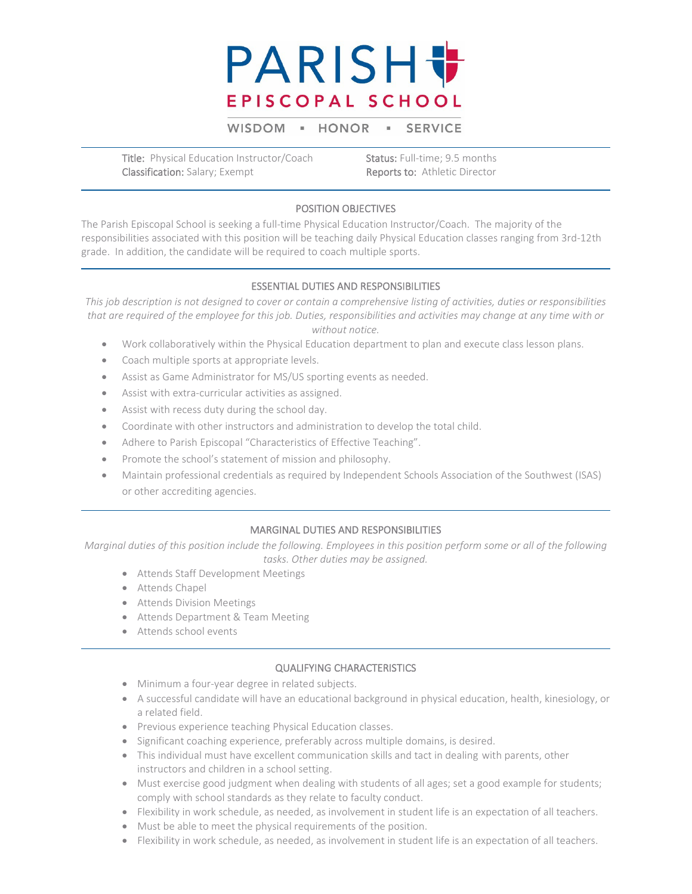# PARISH EPISCOPAL SCHOOL

WISDOM ▪ HONOR ▪ SERVICE

**Title:** Physical Education Instructor/Coach
**Classification:** Salary; Exempt

**Status:** Full-time; 9.5 months
**Reports to:** Athletic Director

## POSITION OBJECTIVES

The Parish Episcopal School is seeking a full-time Physical Education Instructor/Coach. The majority of the responsibilities associated with this position will be teaching daily Physical Education classes ranging from 3rd-12th grade. In addition, the candidate will be required to coach multiple sports.

## ESSENTIAL DUTIES AND RESPONSIBILITIES

*This job description is not designed to cover or contain a comprehensive listing of activities, duties or responsibilities that are required of the employee for this job. Duties, responsibilities and activities may change at any time with or without notice.*

- Work collaboratively within the Physical Education department to plan and execute class lesson plans.
- Coach multiple sports at appropriate levels.
- Assist as Game Administrator for MS/US sporting events as needed.
- Assist with extra-curricular activities as assigned.
- Assist with recess duty during the school day.
- Coordinate with other instructors and administration to develop the total child.
- Adhere to Parish Episcopal "Characteristics of Effective Teaching".
- Promote the school's statement of mission and philosophy.
- Maintain professional credentials as required by Independent Schools Association of the Southwest (ISAS) or other accrediting agencies.

## MARGINAL DUTIES AND RESPONSIBILITIES

*Marginal duties of this position include the following. Employees in this position perform some or all of the following tasks. Other duties may be assigned.*

- Attends Staff Development Meetings
- Attends Chapel
- Attends Division Meetings
- Attends Department & Team Meeting
- Attends school events

## QUALIFYING CHARACTERISTICS

- Minimum a four-year degree in related subjects.
- A successful candidate will have an educational background in physical education, health, kinesiology, or a related field.
- Previous experience teaching Physical Education classes.
- Significant coaching experience, preferably across multiple domains, is desired.
- This individual must have excellent communication skills and tact in dealing with parents, other instructors and children in a school setting.
- Must exercise good judgment when dealing with students of all ages; set a good example for students; comply with school standards as they relate to faculty conduct.
- Flexibility in work schedule, as needed, as involvement in student life is an expectation of all teachers.
- Must be able to meet the physical requirements of the position.
- Flexibility in work schedule, as needed, as involvement in student life is an expectation of all teachers.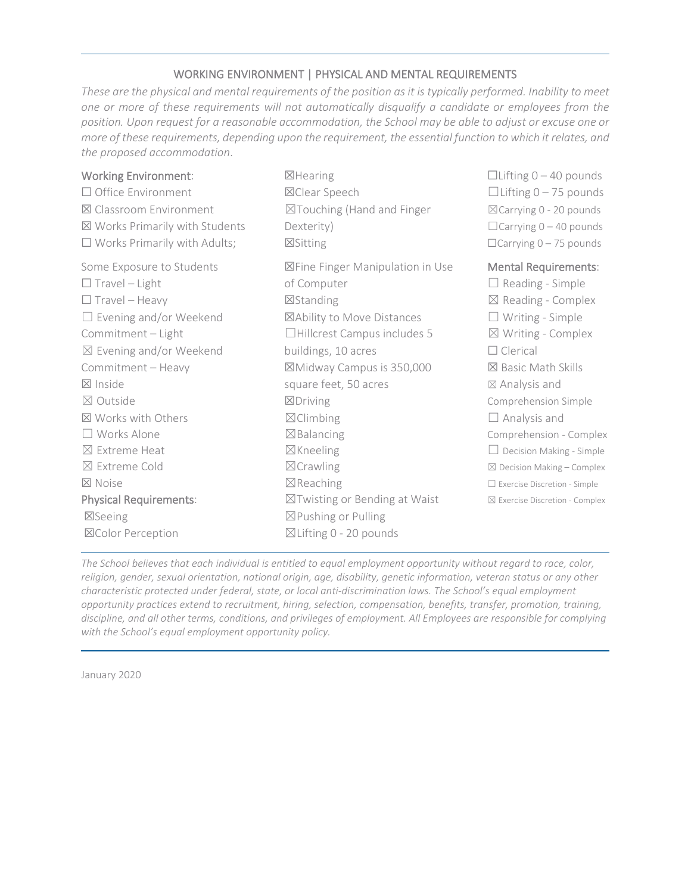## WORKING ENVIRONMENT | PHYSICAL AND MENTAL REQUIREMENTS

*These are the physical and mental requirements of the position as it is typically performed. Inability to meet one or more of these requirements will not automatically disqualify a candidate or employees from the position. Upon request for a reasonable accommodation, the School may be able to adjust or excuse one or more of these requirements, depending upon the requirement, the essential function to which it relates, and the proposed accommodation.*

Working Environment:

☐ Office Environment
☒ Classroom Environment
☒ Works Primarily with Students
☐ Works Primarily with Adults; Some Exposure to Students
☐ Travel – Light
☐ Travel – Heavy
☐ Evening and/or Weekend Commitment – Light
☒ Evening and/or Weekend Commitment – Heavy
☒ Inside
☒ Outside
☒ Works with Others
☐ Works Alone
☒ Extreme Heat
☒ Extreme Cold
☒ Noise

Physical Requirements:

☒Seeing
☒Color Perception
☒Hearing
☒Clear Speech
☒Touching (Hand and Finger Dexterity)
☒Sitting
☒Fine Finger Manipulation in Use of Computer
☒Standing
☒Ability to Move Distances
☐Hillcrest Campus includes 5 buildings, 10 acres
☒Midway Campus is 350,000 square feet, 50 acres
☒Driving
☒Climbing
☒Balancing
☒Kneeling
☒Crawling
☒Reaching
☒Twisting or Bending at Waist
☒Pushing or Pulling
☒Lifting 0 - 20 pounds
☐Lifting 0 – 40 pounds
☐Lifting 0 – 75 pounds
☒Carrying 0 - 20 pounds
☐Carrying 0 – 40 pounds
☐Carrying 0 – 75 pounds

Mental Requirements:

☐ Reading - Simple
☒ Reading - Complex
☐ Writing - Simple
☒ Writing - Complex
☐ Clerical
☒ Basic Math Skills
☒ Analysis and Comprehension Simple
☐ Analysis and Comprehension - Complex
☐ Decision Making - Simple
☒ Decision Making – Complex
☐ Exercise Discretion - Simple
☒ Exercise Discretion - Complex

*The School believes that each individual is entitled to equal employment opportunity without regard to race, color, religion, gender, sexual orientation, national origin, age, disability, genetic information, veteran status or any other characteristic protected under federal, state, or local anti-discrimination laws. The School's equal employment opportunity practices extend to recruitment, hiring, selection, compensation, benefits, transfer, promotion, training, discipline, and all other terms, conditions, and privileges of employment. All Employees are responsible for complying with the School's equal employment opportunity policy.*

January 2020